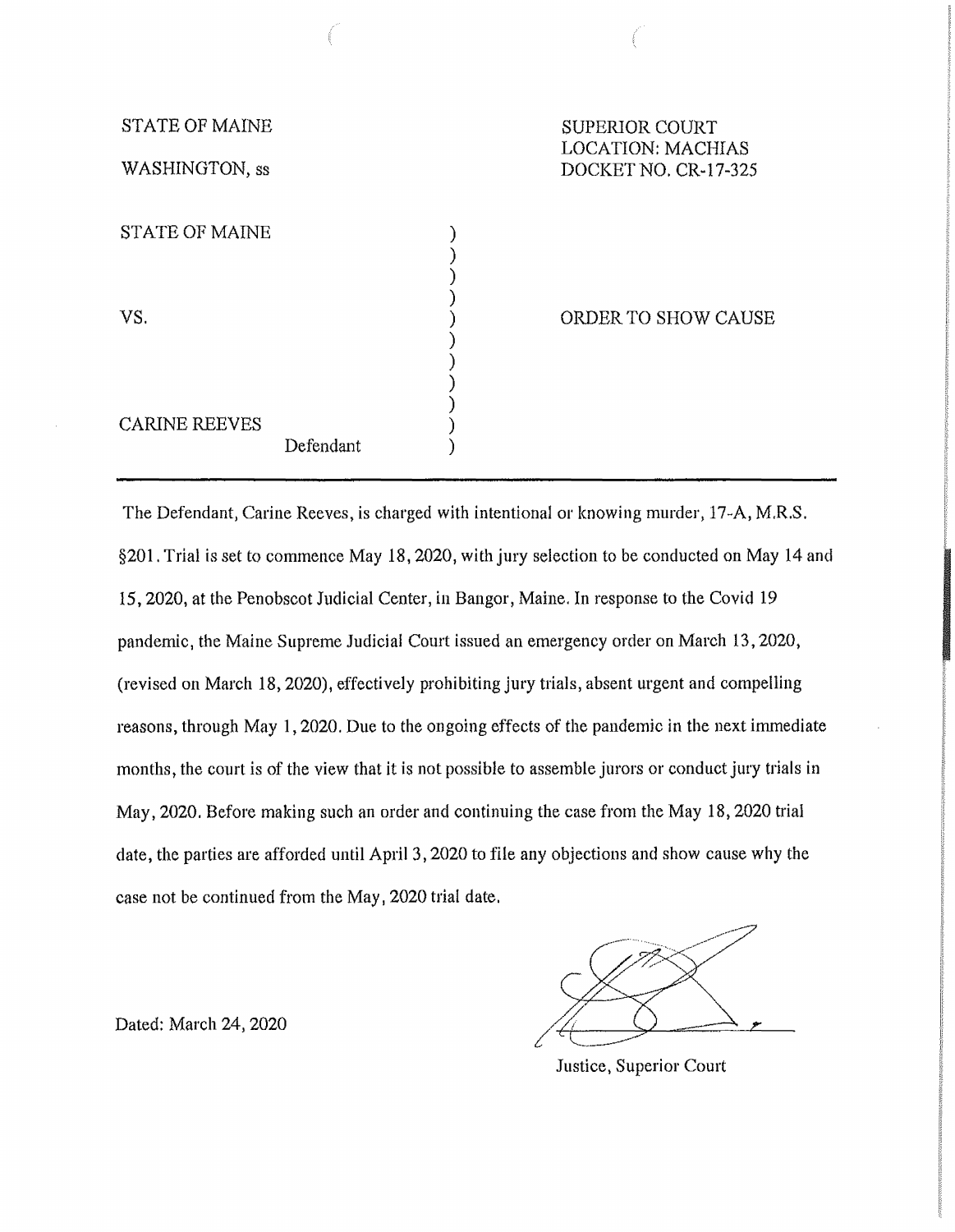STATE OF MAINE

WASHINGTON, ss

SUPERIOR COURT
LOCATION: MACHIAS
DOCKET NO. CR-17-325

STATE OF MAINE

VS.

CARINE REEVES
Defendant

ORDER TO SHOW CAUSE

---

The Defendant, Carine Reeves, is charged with intentional or knowing murder, 17-A, M.R.S. §201. Trial is set to commence May 18, 2020, with jury selection to be conducted on May 14 and 15, 2020, at the Penobscot Judicial Center, in Bangor, Maine. In response to the Covid 19 pandemic, the Maine Supreme Judicial Court issued an emergency order on March 13, 2020, (revised on March 18, 2020), effectively prohibiting jury trials, absent urgent and compelling reasons, through May 1, 2020. Due to the ongoing effects of the pandemic in the next immediate months, the court is of the view that it is not possible to assemble jurors or conduct jury trials in May, 2020. Before making such an order and continuing the case from the May 18, 2020 trial date, the parties are afforded until April 3, 2020 to file any objections and show cause why the case not be continued from the May, 2020 trial date.

Dated: March 24, 2020

Justice, Superior Court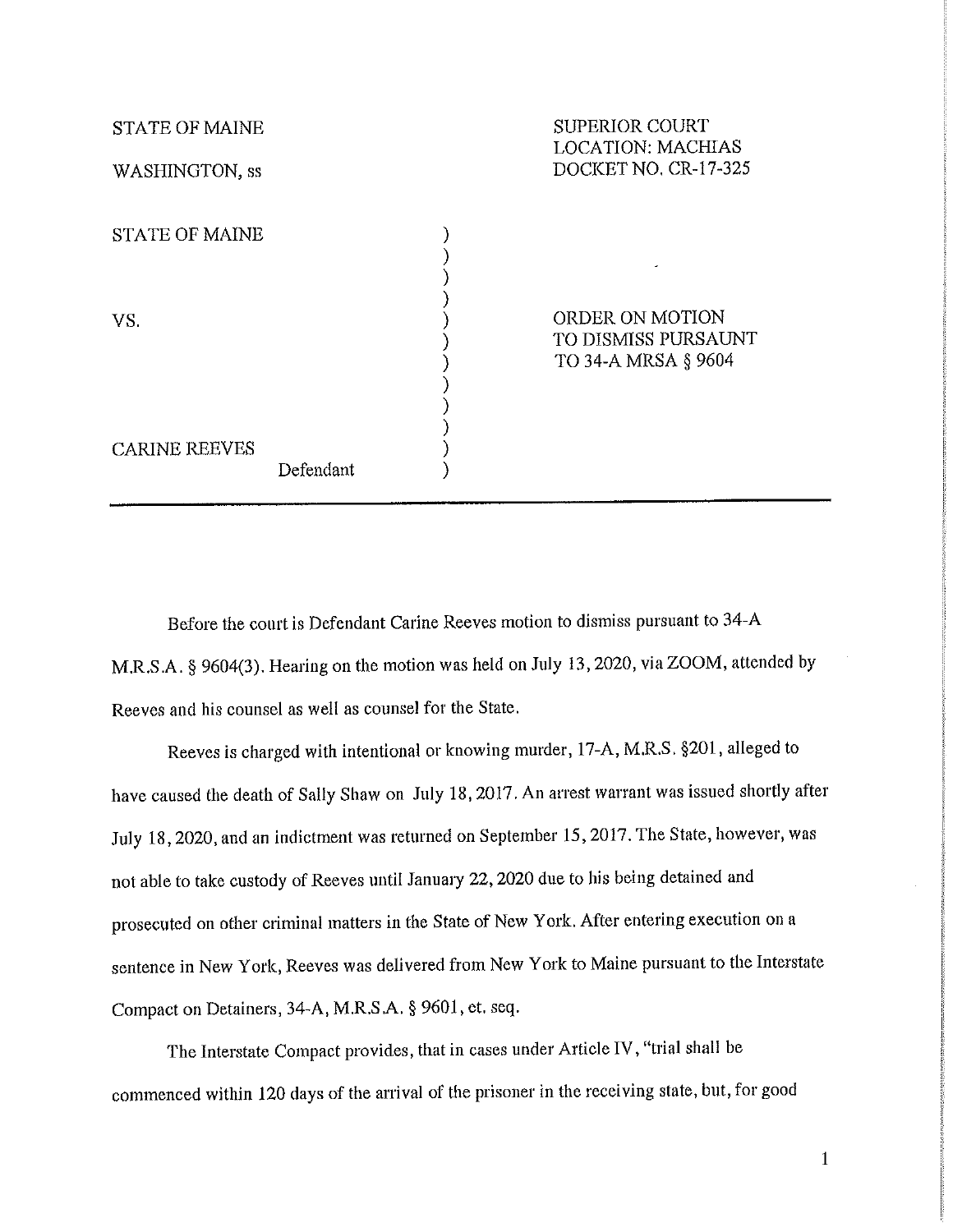STATE OF MAINE

WASHINGTON, ss

SUPERIOR COURT
LOCATION: MACHIAS
DOCKET NO. CR-17-325

STATE OF MAINE

VS.

CARINE REEVES
Defendant

ORDER ON MOTION
TO DISMISS PURSAUNT
TO 34-A MRSA § 9604

---

Before the court is Defendant Carine Reeves motion to dismiss pursuant to 34-A M.R.S.A. § 9604(3). Hearing on the motion was held on July 13, 2020, via ZOOM, attended by Reeves and his counsel as well as counsel for the State.

Reeves is charged with intentional or knowing murder, 17-A, M.R.S. §201, alleged to have caused the death of Sally Shaw on July 18, 2017. An arrest warrant was issued shortly after July 18, 2020, and an indictment was returned on September 15, 2017. The State, however, was not able to take custody of Reeves until January 22, 2020 due to his being detained and prosecuted on other criminal matters in the State of New York. After entering execution on a sentence in New York, Reeves was delivered from New York to Maine pursuant to the Interstate Compact on Detainers, 34-A, M.R.S.A. § 9601, et. seq.

The Interstate Compact provides, that in cases under Article IV, "trial shall be commenced within 120 days of the arrival of the prisoner in the receiving state, but, for good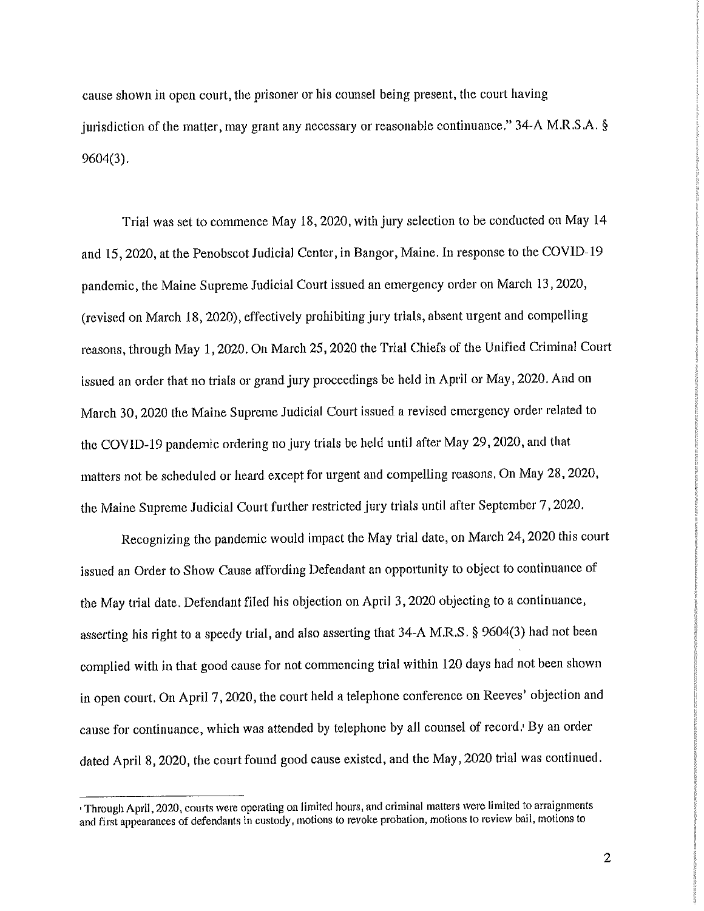cause shown in open court, the prisoner or his counsel being present, the court having jurisdiction of the matter, may grant any necessary or reasonable continuance." 34-A M.R.S.A. § 9604(3).

Trial was set to commence May 18, 2020, with jury selection to be conducted on May 14 and 15, 2020, at the Penobscot Judicial Center, in Bangor, Maine. In response to the COVID-19 pandemic, the Maine Supreme Judicial Court issued an emergency order on March 13, 2020, (revised on March 18, 2020), effectively prohibiting jury trials, absent urgent and compelling reasons, through May 1, 2020. On March 25, 2020 the Trial Chiefs of the Unified Criminal Court issued an order that no trials or grand jury proceedings be held in April or May, 2020. And on March 30, 2020 the Maine Supreme Judicial Court issued a revised emergency order related to the COVID-19 pandemic ordering no jury trials be held until after May 29, 2020, and that matters not be scheduled or heard except for urgent and compelling reasons. On May 28, 2020, the Maine Supreme Judicial Court further restricted jury trials until after September 7, 2020.

Recognizing the pandemic would impact the May trial date, on March 24, 2020 this court issued an Order to Show Cause affording Defendant an opportunity to object to continuance of the May trial date. Defendant filed his objection on April 3, 2020 objecting to a continuance, asserting his right to a speedy trial, and also asserting that 34-A M.R.S. § 9604(3) had not been complied with in that good cause for not commencing trial within 120 days had not been shown in open court. On April 7, 2020, the court held a telephone conference on Reeves' objection and cause for continuance, which was attended by telephone by all counsel of record.[1] By an order dated April 8, 2020, the court found good cause existed, and the May, 2020 trial was continued.

---

[1] Through April, 2020, courts were operating on limited hours, and criminal matters were limited to arraignments and first appearances of defendants in custody, motions to revoke probation, motions to review bail, motions to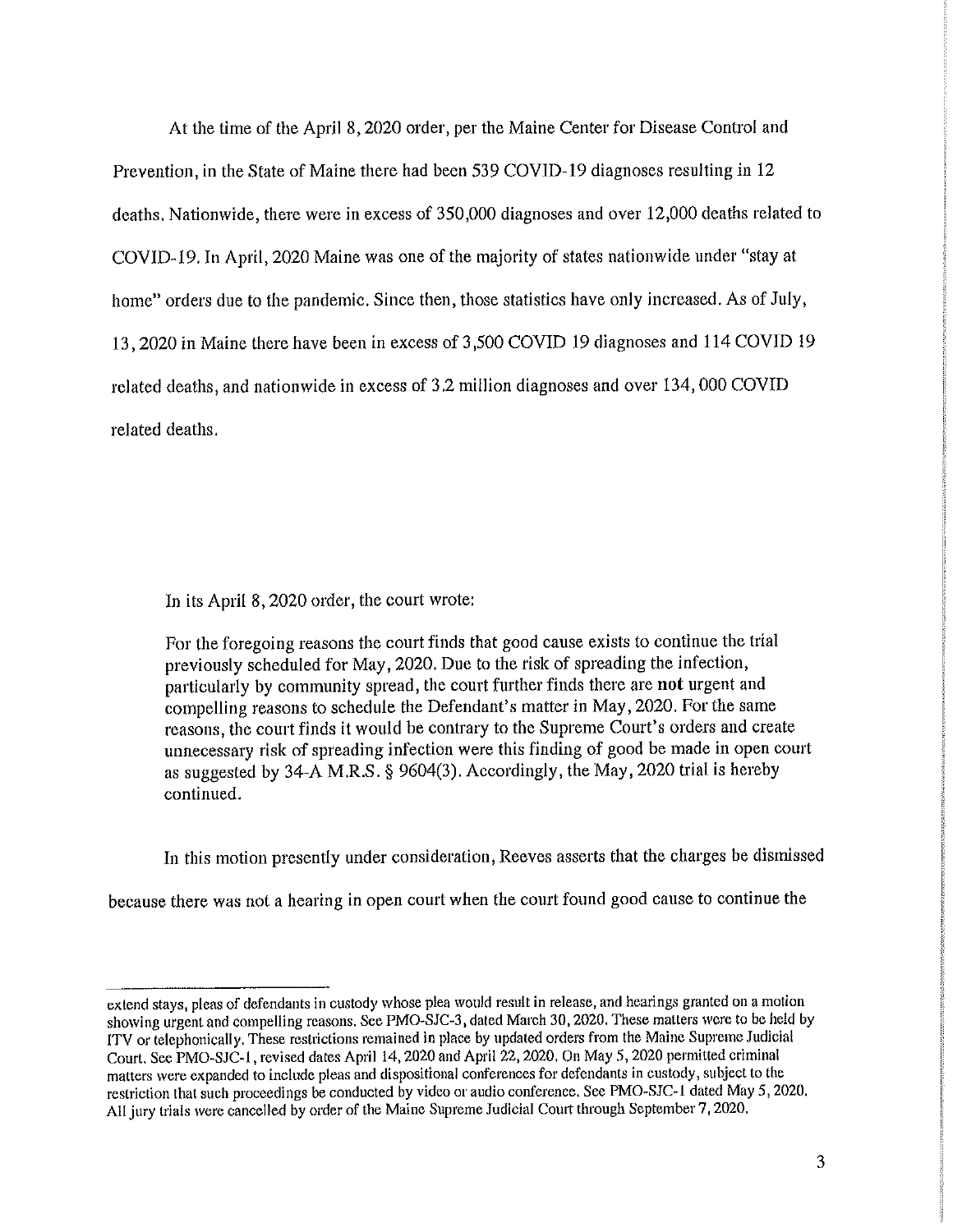At the time of the April 8, 2020 order, per the Maine Center for Disease Control and Prevention, in the State of Maine there had been 539 COVID-19 diagnoses resulting in 12 deaths. Nationwide, there were in excess of 350,000 diagnoses and over 12,000 deaths related to COVID-19. In April, 2020 Maine was one of the majority of states nationwide under "stay at home" orders due to the pandemic. Since then, those statistics have only increased. As of July, 13, 2020 in Maine there have been in excess of 3,500 COVID 19 diagnoses and 114 COVID 19 related deaths, and nationwide in excess of 3.2 million diagnoses and over 134, 000 COVID related deaths.

In its April 8, 2020 order, the court wrote:

> For the foregoing reasons the court finds that good cause exists to continue the trial previously scheduled for May, 2020. Due to the risk of spreading the infection, particularly by community spread, the court further finds there are **not** urgent and compelling reasons to schedule the Defendant's matter in May, 2020. For the same reasons, the court finds it would be contrary to the Supreme Court's orders and create unnecessary risk of spreading infection were this finding of good be made in open court as suggested by 34-A M.R.S. § 9604(3). Accordingly, the May, 2020 trial is hereby continued.

In this motion presently under consideration, Reeves asserts that the charges be dismissed because there was not a hearing in open court when the court found good cause to continue the

---

extend stays, pleas of defendants in custody whose plea would result in release, and hearings granted on a motion showing urgent and compelling reasons. See PMO-SJC-3, dated March 30, 2020. These matters were to be held by ITV or telephonically. These restrictions remained in place by updated orders from the Maine Supreme Judicial Court. See PMO-SJC-1, revised dates April 14, 2020 and April 22, 2020. On May 5, 2020 permitted criminal matters were expanded to include pleas and dispositional conferences for defendants in custody, subject to the restriction that such proceedings be conducted by video or audio conference. See PMO-SJC-1 dated May 5, 2020. All jury trials were cancelled by order of the Maine Supreme Judicial Court through September 7, 2020.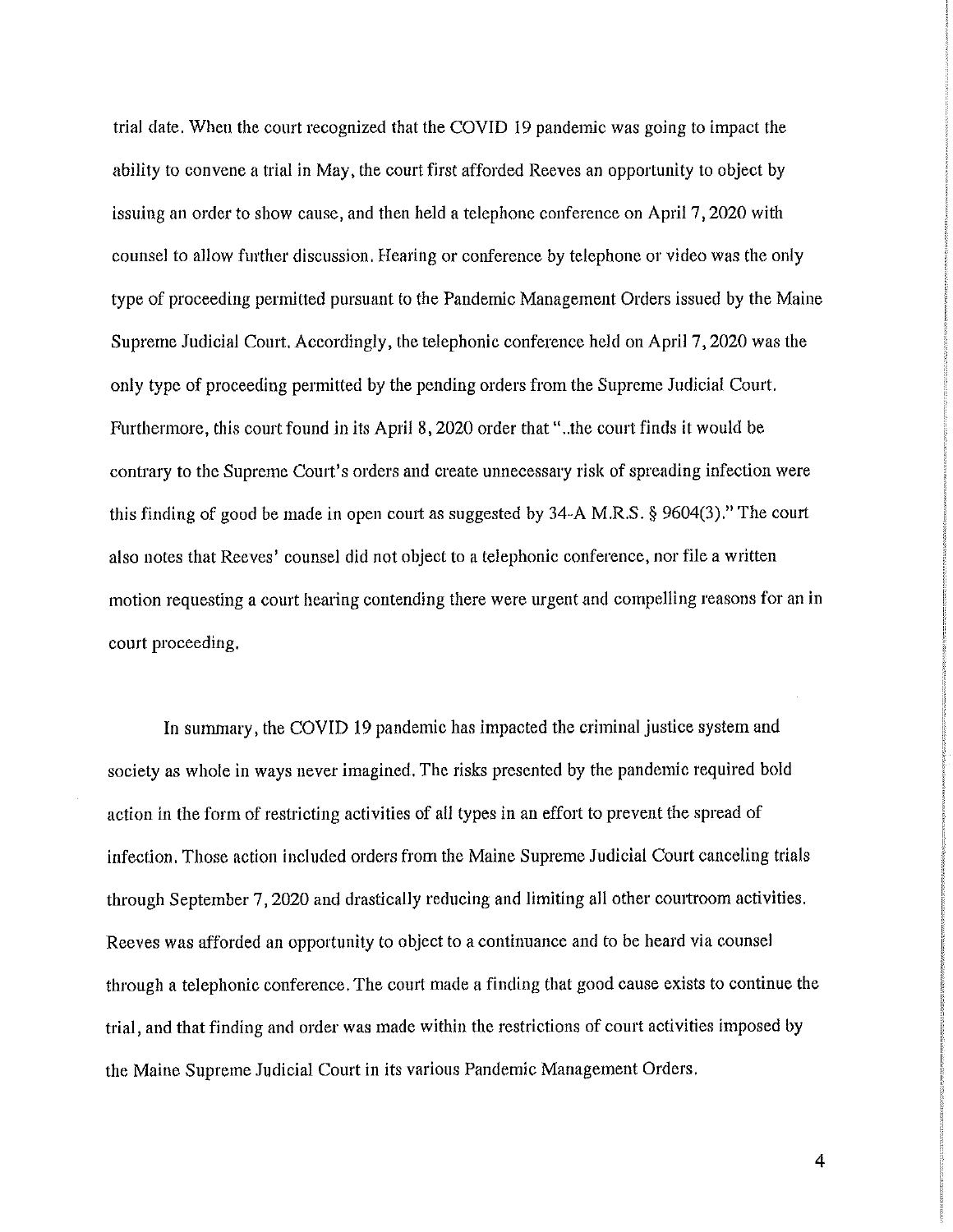trial date. When the court recognized that the COVID 19 pandemic was going to impact the ability to convene a trial in May, the court first afforded Reeves an opportunity to object by issuing an order to show cause, and then held a telephone conference on April 7, 2020 with counsel to allow further discussion. Hearing or conference by telephone or video was the only type of proceeding permitted pursuant to the Pandemic Management Orders issued by the Maine Supreme Judicial Court. Accordingly, the telephonic conference held on April 7, 2020 was the only type of proceeding permitted by the pending orders from the Supreme Judicial Court. Furthermore, this court found in its April 8, 2020 order that "..the court finds it would be contrary to the Supreme Court's orders and create unnecessary risk of spreading infection were this finding of good be made in open court as suggested by 34-A M.R.S. § 9604(3)." The court also notes that Reeves' counsel did not object to a telephonic conference, nor file a written motion requesting a court hearing contending there were urgent and compelling reasons for an in court proceeding.

In summary, the COVID 19 pandemic has impacted the criminal justice system and society as whole in ways never imagined. The risks presented by the pandemic required bold action in the form of restricting activities of all types in an effort to prevent the spread of infection. Those action included orders from the Maine Supreme Judicial Court canceling trials through September 7, 2020 and drastically reducing and limiting all other courtroom activities. Reeves was afforded an opportunity to object to a continuance and to be heard via counsel through a telephonic conference. The court made a finding that good cause exists to continue the trial, and that finding and order was made within the restrictions of court activities imposed by the Maine Supreme Judicial Court in its various Pandemic Management Orders.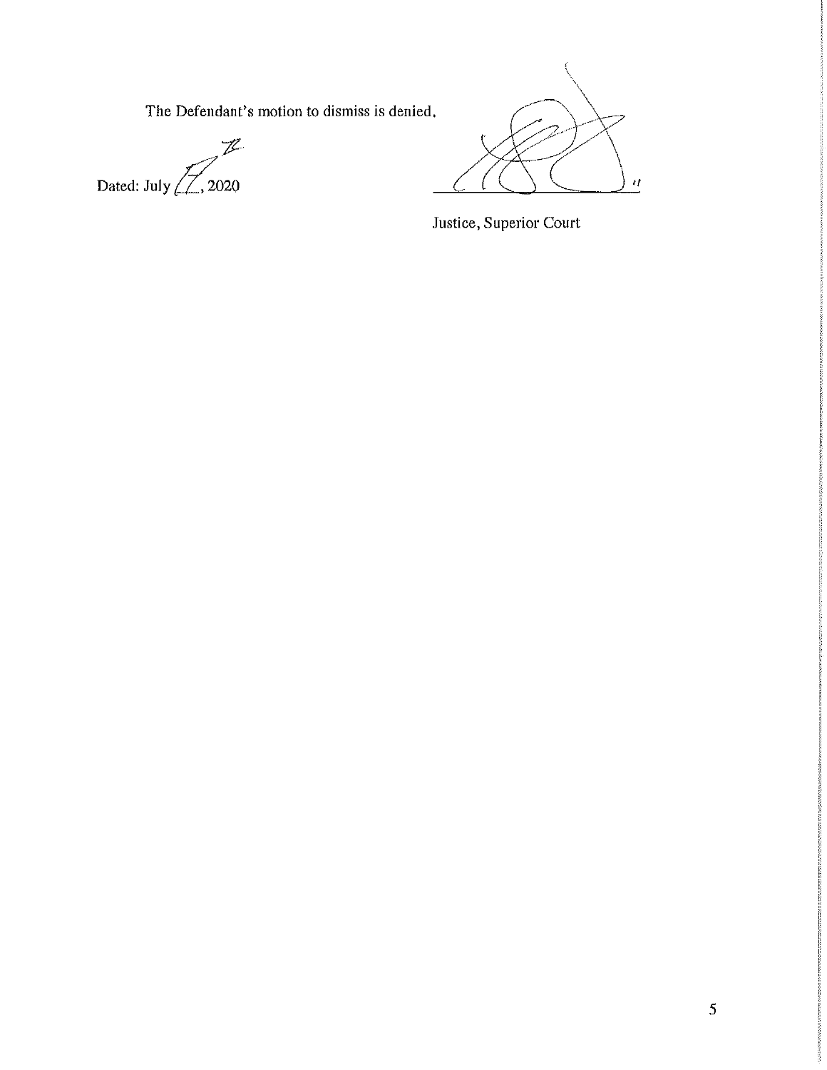The Defendant's motion to dismiss is denied.

Dated: July 17, 2020

Justice, Superior Court